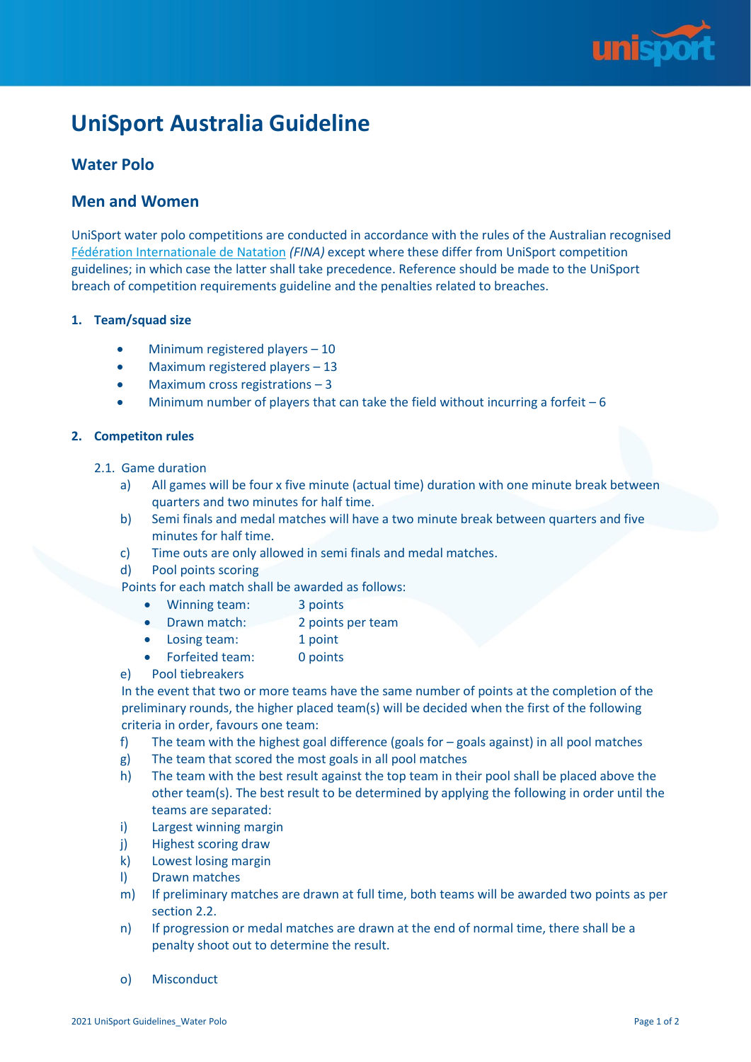# UniSport Australia Guideline

## Water Polo

## Men and Women

UniSport water polo competitions are conducted in accordance with the rules of the Australian recognised Fédération Internationale de Natation *(FINA)* except where these differ from UniSport competition guidelines; in which case the latter shall take precedence. Reference should be made to the UniSport breach of competition requirements guideline and the penalties related to breaches.

### 1. Team/squad size

- Minimum registered players – 10
- Maximum registered players – 13
- Maximum cross registrations – 3
- Minimum number of players that can take the field without incurring a forfeit – 6

### 2. Competiton rules

2.1. Game duration

a) All games will be four x five minute (actual time) duration with one minute break between quarters and two minutes for half time.

b) Semi finals and medal matches will have a two minute break between quarters and five minutes for half time.

c) Time outs are only allowed in semi finals and medal matches.

d) Pool points scoring

Points for each match shall be awarded as follows:

- Winning team: 3 points
- Drawn match: 2 points per team
- Losing team: 1 point
- Forfeited team: 0 points

e) Pool tiebreakers

In the event that two or more teams have the same number of points at the completion of the preliminary rounds, the higher placed team(s) will be decided when the first of the following criteria in order, favours one team:

f) The team with the highest goal difference (goals for – goals against) in all pool matches

g) The team that scored the most goals in all pool matches

h) The team with the best result against the top team in their pool shall be placed above the other team(s). The best result to be determined by applying the following in order until the teams are separated:

i) Largest winning margin

j) Highest scoring draw

k) Lowest losing margin

l) Drawn matches

m) If preliminary matches are drawn at full time, both teams will be awarded two points as per section 2.2.

n) If progression or medal matches are drawn at the end of normal time, there shall be a penalty shoot out to determine the result.

o) Misconduct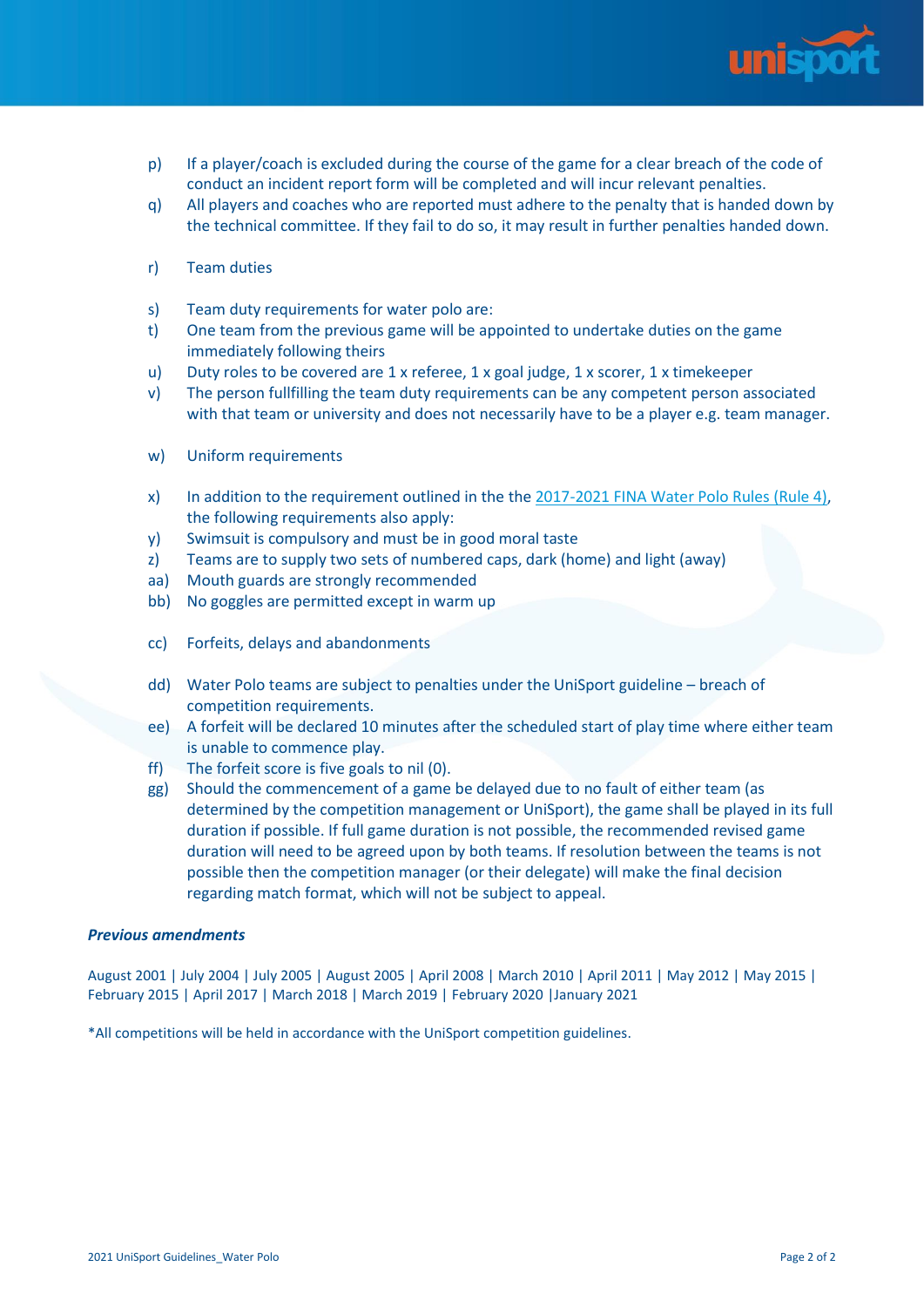p) If a player/coach is excluded during the course of the game for a clear breach of the code of conduct an incident report form will be completed and will incur relevant penalties.

q) All players and coaches who are reported must adhere to the penalty that is handed down by the technical committee. If they fail to do so, it may result in further penalties handed down.

r) Team duties

s) Team duty requirements for water polo are:

t) One team from the previous game will be appointed to undertake duties on the game immediately following theirs

u) Duty roles to be covered are 1 x referee, 1 x goal judge, 1 x scorer, 1 x timekeeper

v) The person fullfilling the team duty requirements can be any competent person associated with that team or university and does not necessarily have to be a player e.g. team manager.

w) Uniform requirements

x) In addition to the requirement outlined in the the 2017-2021 FINA Water Polo Rules (Rule 4), the following requirements also apply:

y) Swimsuit is compulsory and must be in good moral taste

z) Teams are to supply two sets of numbered caps, dark (home) and light (away)

aa) Mouth guards are strongly recommended

bb) No goggles are permitted except in warm up

cc) Forfeits, delays and abandonments

dd) Water Polo teams are subject to penalties under the UniSport guideline – breach of competition requirements.

ee) A forfeit will be declared 10 minutes after the scheduled start of play time where either team is unable to commence play.

ff) The forfeit score is five goals to nil (0).

gg) Should the commencement of a game be delayed due to no fault of either team (as determined by the competition management or UniSport), the game shall be played in its full duration if possible. If full game duration is not possible, the recommended revised game duration will need to be agreed upon by both teams. If resolution between the teams is not possible then the competition manager (or their delegate) will make the final decision regarding match format, which will not be subject to appeal.

***Previous amendments***

August 2001 | July 2004 | July 2005 | August 2005 | April 2008 | March 2010 | April 2011 | May 2012 | May 2015 | February 2015 | April 2017 | March 2018 | March 2019 | February 2020 |January 2021

*All competitions will be held in accordance with the UniSport competition guidelines.